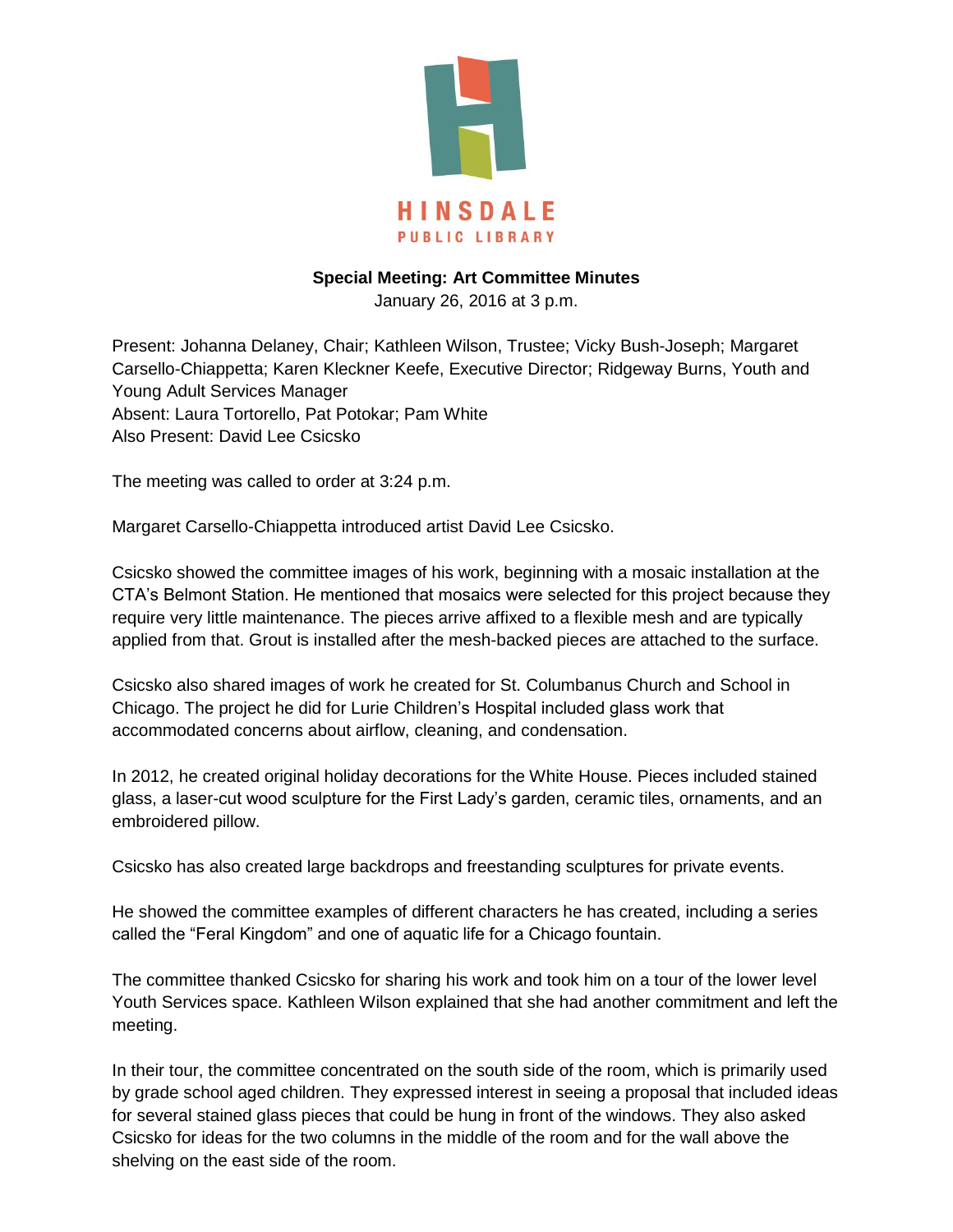HINSDALE
PUBLIC LIBRARY

**Special Meeting: Art Committee Minutes**
January 26, 2016 at 3 p.m.

Present: Johanna Delaney, Chair; Kathleen Wilson, Trustee; Vicky Bush-Joseph; Margaret Carsello-Chiappetta; Karen Kleckner Keefe, Executive Director; Ridgeway Burns, Youth and Young Adult Services Manager
Absent: Laura Tortorello, Pat Potokar; Pam White
Also Present: David Lee Csicsko

The meeting was called to order at 3:24 p.m.

Margaret Carsello-Chiappetta introduced artist David Lee Csicsko.

Csicsko showed the committee images of his work, beginning with a mosaic installation at the CTA's Belmont Station. He mentioned that mosaics were selected for this project because they require very little maintenance. The pieces arrive affixed to a flexible mesh and are typically applied from that. Grout is installed after the mesh-backed pieces are attached to the surface.

Csicsko also shared images of work he created for St. Columbanus Church and School in Chicago. The project he did for Lurie Children's Hospital included glass work that accommodated concerns about airflow, cleaning, and condensation.

In 2012, he created original holiday decorations for the White House. Pieces included stained glass, a laser-cut wood sculpture for the First Lady's garden, ceramic tiles, ornaments, and an embroidered pillow.

Csicsko has also created large backdrops and freestanding sculptures for private events.

He showed the committee examples of different characters he has created, including a series called the "Feral Kingdom" and one of aquatic life for a Chicago fountain.

The committee thanked Csicsko for sharing his work and took him on a tour of the lower level Youth Services space. Kathleen Wilson explained that she had another commitment and left the meeting.

In their tour, the committee concentrated on the south side of the room, which is primarily used by grade school aged children. They expressed interest in seeing a proposal that included ideas for several stained glass pieces that could be hung in front of the windows. They also asked Csicsko for ideas for the two columns in the middle of the room and for the wall above the shelving on the east side of the room.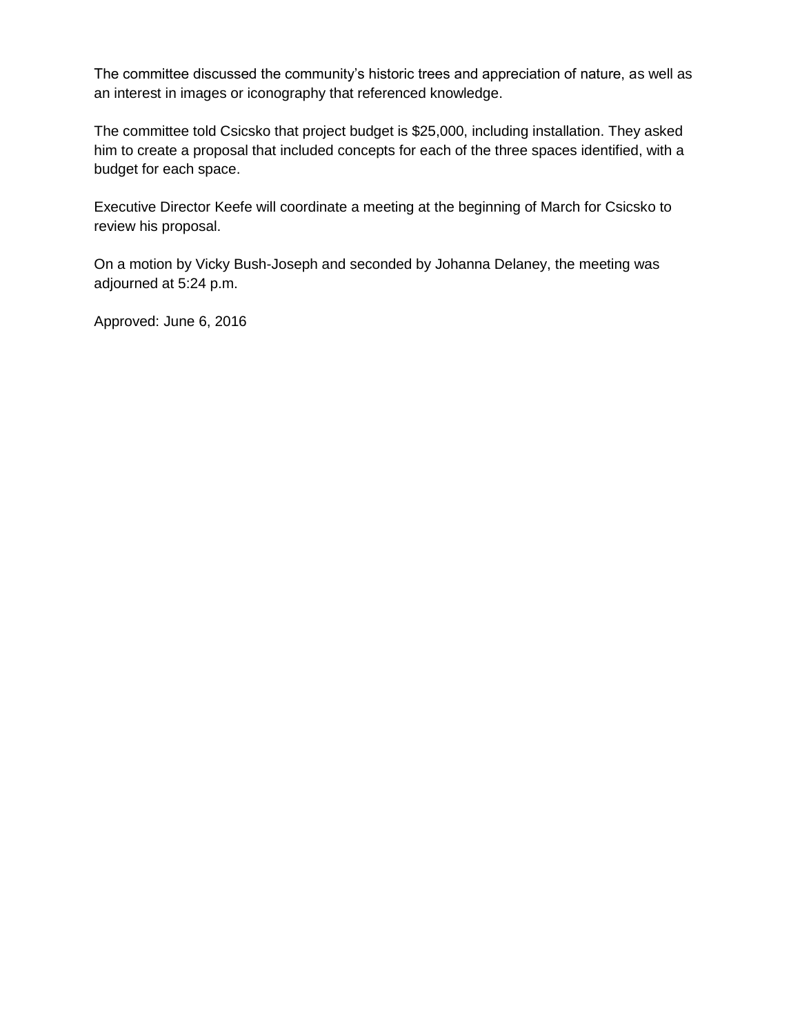The committee discussed the community's historic trees and appreciation of nature, as well as an interest in images or iconography that referenced knowledge.

The committee told Csicsko that project budget is $25,000, including installation. They asked him to create a proposal that included concepts for each of the three spaces identified, with a budget for each space.

Executive Director Keefe will coordinate a meeting at the beginning of March for Csicsko to review his proposal.

On a motion by Vicky Bush-Joseph and seconded by Johanna Delaney, the meeting was adjourned at 5:24 p.m.

Approved: June 6, 2016